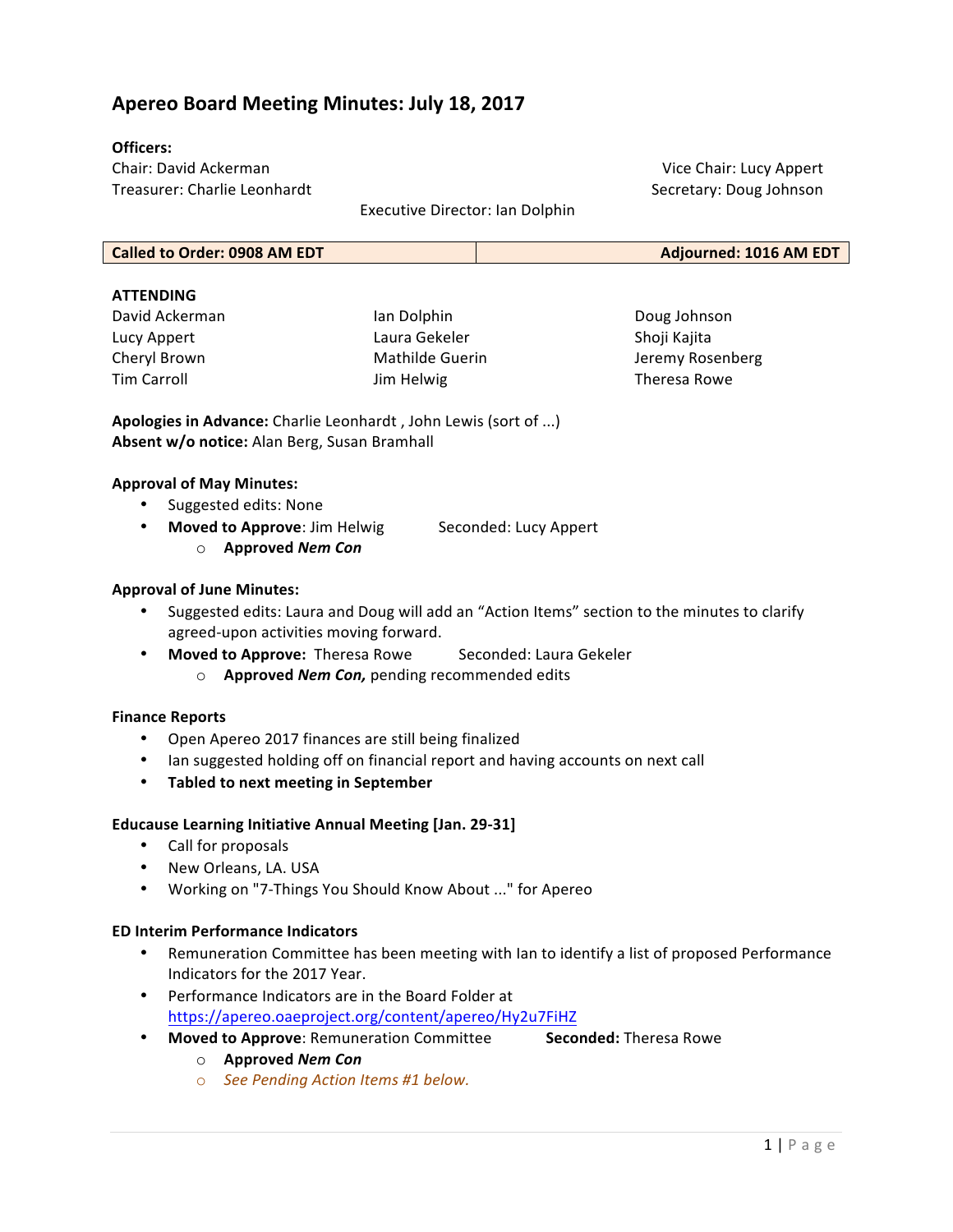# Apereo Board Meeting Minutes: July 18, 2017

**Officers:**

Chair: David Ackerman
Vice Chair: Lucy Appert
Treasurer: Charlie Leonhardt
Secretary: Doug Johnson
Executive Director: Ian Dolphin

| Called to Order: 0908 AM EDT | Adjourned: 1016 AM EDT |
|---|---|

**ATTENDING**

| | | |
|---|---|---|
| David Ackerman | Ian Dolphin | Doug Johnson |
| Lucy Appert | Laura Gekeler | Shoji Kajita |
| Cheryl Brown | Mathilde Guerin | Jeremy Rosenberg |
| Tim Carroll | Jim Helwig | Theresa Rowe |

**Apologies in Advance:** Charlie Leonhardt , John Lewis (sort of ...)
**Absent w/o notice:** Alan Berg, Susan Bramhall

**Approval of May Minutes:**

- Suggested edits: None
- **Moved to Approve**: Jim Helwig Seconded: Lucy Appert
  - **Approved *Nem Con***

**Approval of June Minutes:**

- Suggested edits: Laura and Doug will add an "Action Items" section to the minutes to clarify agreed-upon activities moving forward.
- **Moved to Approve:** Theresa Rowe Seconded: Laura Gekeler
  - **Approved *Nem Con,*** pending recommended edits

**Finance Reports**

- Open Apereo 2017 finances are still being finalized
- Ian suggested holding off on financial report and having accounts on next call
- **Tabled to next meeting in September**

**Educause Learning Initiative Annual Meeting [Jan. 29-31]**

- Call for proposals
- New Orleans, LA. USA
- Working on "7-Things You Should Know About ..." for Apereo

**ED Interim Performance Indicators**

- Remuneration Committee has been meeting with Ian to identify a list of proposed Performance Indicators for the 2017 Year.
- Performance Indicators are in the Board Folder at https://apereo.oaeproject.org/content/apereo/Hy2u7FiHZ
- **Moved to Approve**: Remuneration Committee **Seconded:** Theresa Rowe
  - **Approved *Nem Con***
  - *See Pending Action Items #1 below.*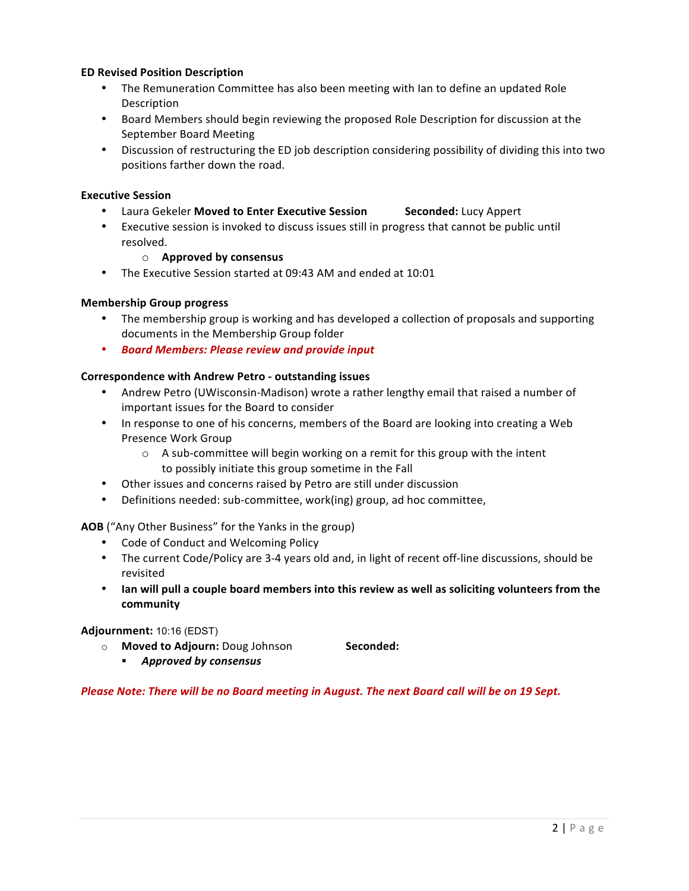**ED Revised Position Description**

- The Remuneration Committee has also been meeting with Ian to define an updated Role Description
- Board Members should begin reviewing the proposed Role Description for discussion at the September Board Meeting
- Discussion of restructuring the ED job description considering possibility of dividing this into two positions farther down the road.

**Executive Session**

- Laura Gekeler **Moved to Enter Executive Session** **Seconded:** Lucy Appert
- Executive session is invoked to discuss issues still in progress that cannot be public until resolved.
    - **Approved by consensus**
- The Executive Session started at 09:43 AM and ended at 10:01

**Membership Group progress**

- The membership group is working and has developed a collection of proposals and supporting documents in the Membership Group folder
- ***Board Members: Please review and provide input***

**Correspondence with Andrew Petro - outstanding issues**

- Andrew Petro (UWisconsin-Madison) wrote a rather lengthy email that raised a number of important issues for the Board to consider
- In response to one of his concerns, members of the Board are looking into creating a Web Presence Work Group
    - A sub-committee will begin working on a remit for this group with the intent to possibly initiate this group sometime in the Fall
- Other issues and concerns raised by Petro are still under discussion
- Definitions needed: sub-committee, work(ing) group, ad hoc committee,

**AOB** ("Any Other Business" for the Yanks in the group)

- Code of Conduct and Welcoming Policy
- The current Code/Policy are 3-4 years old and, in light of recent off-line discussions, should be revisited
- **Ian will pull a couple board members into this review as well as soliciting volunteers from the community**

**Adjournment:** 10:16 (EDST)

- **Moved to Adjourn:** Doug Johnson **Seconded:**
    - ***Approved by consensus***

***Please Note: There will be no Board meeting in August. The next Board call will be on 19 Sept.***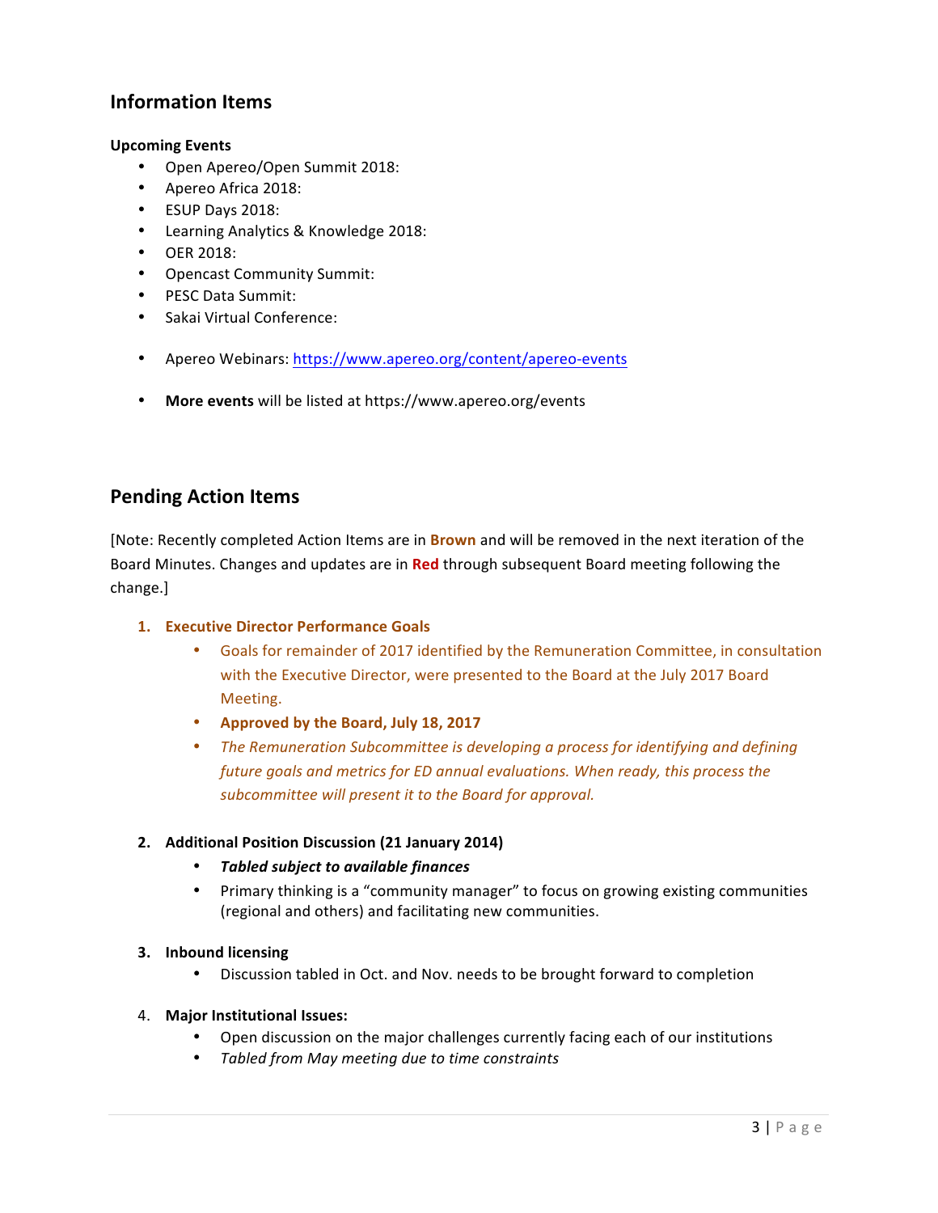## Information Items

**Upcoming Events**

- Open Apereo/Open Summit 2018:
- Apereo Africa 2018:
- ESUP Days 2018:
- Learning Analytics & Knowledge 2018:
- OER 2018:
- Opencast Community Summit:
- PESC Data Summit:
- Sakai Virtual Conference:

- Apereo Webinars: https://www.apereo.org/content/apereo-events

- **More events** will be listed at https://www.apereo.org/events

## Pending Action Items

[Note: Recently completed Action Items are in **Brown** and will be removed in the next iteration of the Board Minutes. Changes and updates are in **Red** through subsequent Board meeting following the change.]

1. **Executive Director Performance Goals**
   - Goals for remainder of 2017 identified by the Remuneration Committee, in consultation with the Executive Director, were presented to the Board at the July 2017 Board Meeting.
   - **Approved by the Board, July 18, 2017**
   - *The Remuneration Subcommittee is developing a process for identifying and defining future goals and metrics for ED annual evaluations. When ready, this process the subcommittee will present it to the Board for approval.*

2. **Additional Position Discussion (21 January 2014)**
   - ***Tabled subject to available finances***
   - Primary thinking is a "community manager" to focus on growing existing communities (regional and others) and facilitating new communities.

3. **Inbound licensing**
   - Discussion tabled in Oct. and Nov. needs to be brought forward to completion

4. **Major Institutional Issues:**
   - Open discussion on the major challenges currently facing each of our institutions
   - *Tabled from May meeting due to time constraints*